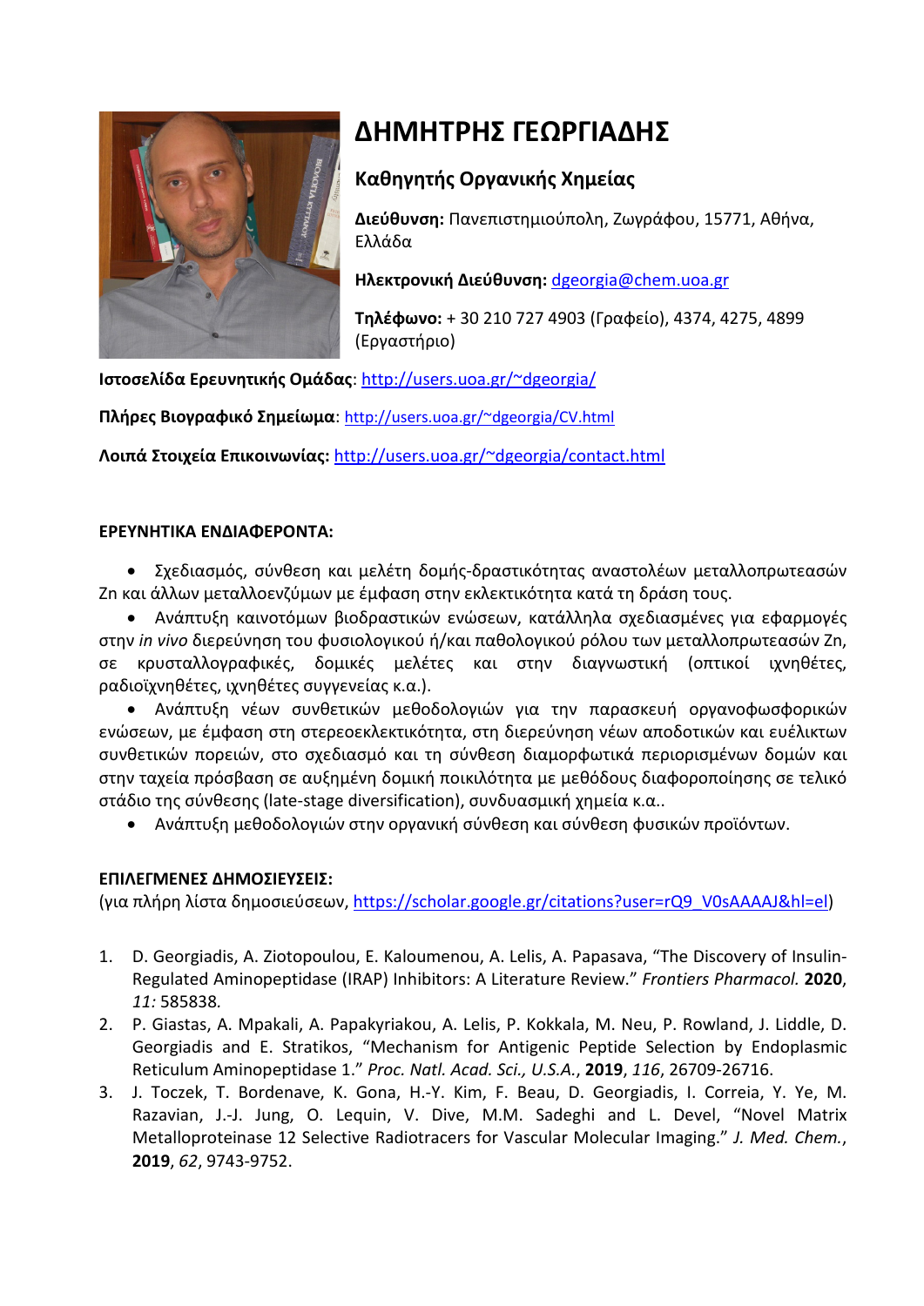# ΔΗΜΗΤΡΗΣ ΓΕΩΡΓΙΑΔΗΣ

## Καθηγητής Οργανικής Χημείας

**Διεύθυνση:** Πανεπιστημιούπολη, Ζωγράφου, 15771, Αθήνα, Ελλάδα

**Ηλεκτρονική Διεύθυνση:** dgeorgia@chem.uoa.gr

**Τηλέφωνο:** + 30 210 727 4903 (Γραφείο), 4374, 4275, 4899 (Εργαστήριο)

**Ιστοσελίδα Ερευνητικής Ομάδας**: http://users.uoa.gr/~dgeorgia/

**Πλήρες Βιογραφικό Σημείωμα**: http://users.uoa.gr/~dgeorgia/CV.html

**Λοιπά Στοιχεία Επικοινωνίας:** http://users.uoa.gr/~dgeorgia/contact.html

**ΕΡΕΥΝΗΤΙΚΑ ΕΝΔΙΑΦΕΡΟΝΤΑ:**

- Σχεδιασμός, σύνθεση και μελέτη δομής-δραστικότητας αναστολέων μεταλλοπρωτεασών Zn και άλλων μεταλλοενζύμων με έμφαση στην εκλεκτικότητα κατά τη δράση τους.
- Ανάπτυξη καινοτόμων βιοδραστικών ενώσεων, κατάλληλα σχεδιασμένες για εφαρμογές στην *in vivo* διερεύνηση του φυσιολογικού ή/και παθολογικού ρόλου των μεταλλοπρωτεασών Zn, σε κρυσταλλογραφικές, δομικές μελέτες και στην διαγνωστική (οπτικοί ιχνηθέτες, ραδιοϊχνηθέτες, ιχνηθέτες συγγενείας κ.α.).
- Ανάπτυξη νέων συνθετικών μεθοδολογιών για την παρασκευή οργανοφωσφορικών ενώσεων, με έμφαση στη στερεοεκλεκτικότητα, στη διερεύνηση νέων αποδοτικών και ευέλικτων συνθετικών πορειών, στο σχεδιασμό και τη σύνθεση διαμορφωτικά περιορισμένων δομών και στην ταχεία πρόσβαση σε αυξημένη δομική ποικιλότητα με μεθόδους διαφοροποίησης σε τελικό στάδιο της σύνθεσης (late-stage diversification), συνδυασμική χημεία κ.α..
- Ανάπτυξη μεθοδολογιών στην οργανική σύνθεση και σύνθεση φυσικών προϊόντων.

**ΕΠΙΛΕΓΜΕΝΕΣ ΔΗΜΟΣΙΕΥΣΕΙΣ:**
(για πλήρη λίστα δημοσιεύσεων, https://scholar.google.gr/citations?user=rQ9_V0sAAAAJ&hl=el)

1. D. Georgiadis, A. Ziotopoulou, E. Kaloumenou, A. Lelis, A. Papasava, "The Discovery of Insulin-Regulated Aminopeptidase (IRAP) Inhibitors: A Literature Review." *Frontiers Pharmacol.* **2020**, *11:* 585838.
2. P. Giastas, A. Mpakali, A. Papakyriakou, A. Lelis, P. Kokkala, M. Neu, P. Rowland, J. Liddle, D. Georgiadis and E. Stratikos, "Mechanism for Antigenic Peptide Selection by Endoplasmic Reticulum Aminopeptidase 1." *Proc. Natl. Acad. Sci., U.S.A.*, **2019**, *116*, 26709-26716.
3. J. Toczek, T. Bordenave, K. Gona, H.-Y. Kim, F. Beau, D. Georgiadis, I. Correia, Y. Ye, M. Razavian, J.-J. Jung, O. Lequin, V. Dive, M.M. Sadeghi and L. Devel, "Novel Matrix Metalloproteinase 12 Selective Radiotracers for Vascular Molecular Imaging." *J. Med. Chem.*, **2019**, *62*, 9743-9752.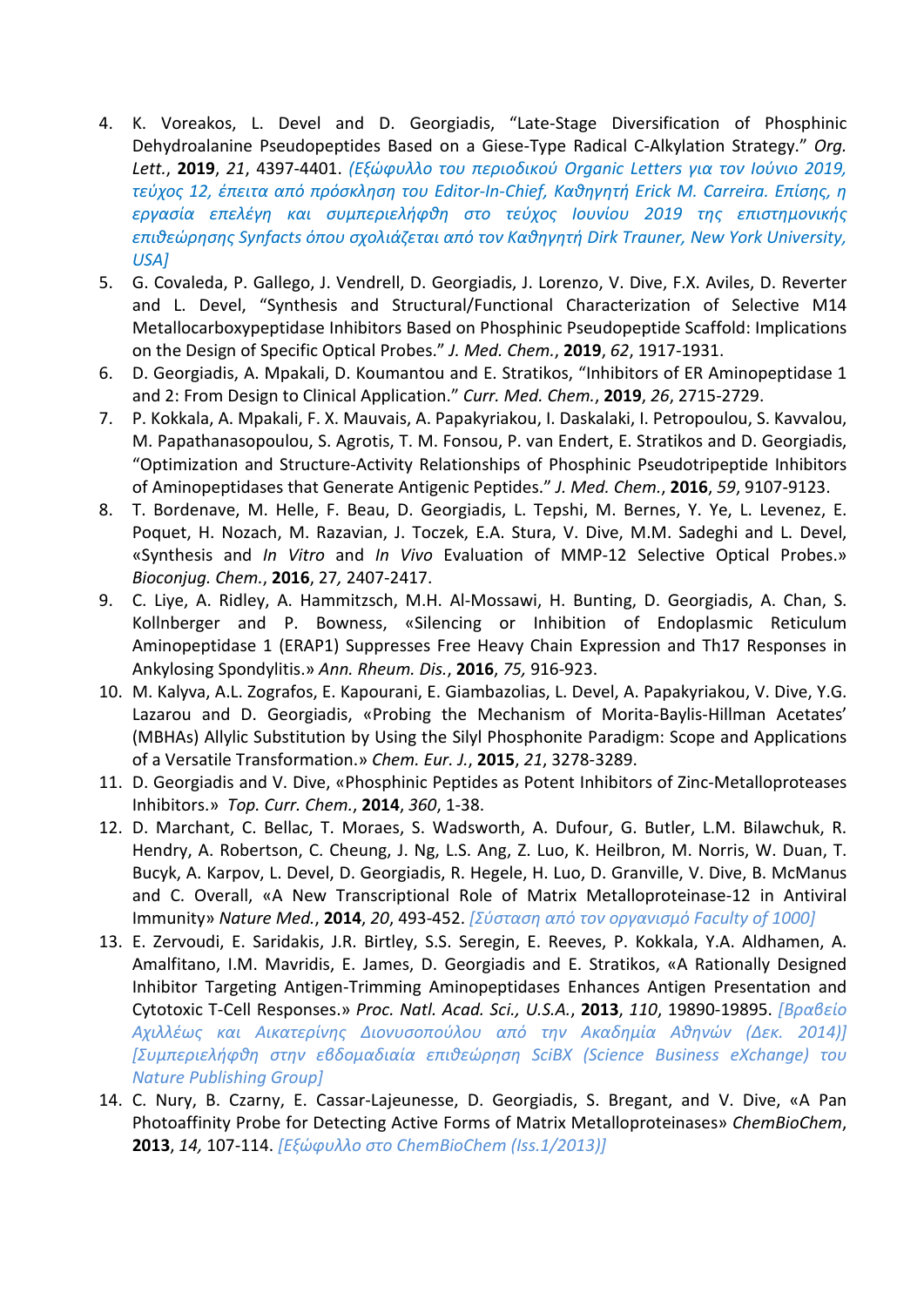4. K. Voreakos, L. Devel and D. Georgiadis, “Late-Stage Diversification of Phosphinic Dehydroalanine Pseudopeptides Based on a Giese-Type Radical C-Alkylation Strategy.” *Org. Lett.*, **2019**, *21*, 4397-4401. *(Εξώφυλλο του περιοδικού Organic Letters για τον Ιούνιο 2019, τεύχος 12, έπειτα από πρόσκληση του Editor-In-Chief, Καθηγητή Erick M. Carreira. Επίσης, η εργασία επελέγη και συμπεριελήφθη στο τεύχος Ιουνίου 2019 της επιστημονικής επιθεώρησης Synfacts όπου σχολιάζεται από τον Καθηγητή Dirk Trauner, New York University, USA]*
5. G. Covaleda, P. Gallego, J. Vendrell, D. Georgiadis, J. Lorenzo, V. Dive, F.X. Aviles, D. Reverter and L. Devel, “Synthesis and Structural/Functional Characterization of Selective M14 Metallocarboxypeptidase Inhibitors Based on Phosphinic Pseudopeptide Scaffold: Implications on the Design of Specific Optical Probes.” *J. Med. Chem.*, **2019**, *62*, 1917-1931.
6. D. Georgiadis, A. Mpakali, D. Koumantou and E. Stratikos, “Inhibitors of ER Aminopeptidase 1 and 2: From Design to Clinical Application.” *Curr. Med. Chem.*, **2019**, *26*, 2715-2729.
7. P. Kokkala, A. Mpakali, F. X. Mauvais, A. Papakyriakou, I. Daskalaki, I. Petropoulou, S. Kavvalou, M. Papathanasopoulou, S. Agrotis, T. M. Fonsou, P. van Endert, E. Stratikos and D. Georgiadis, “Optimization and Structure-Activity Relationships of Phosphinic Pseudotripeptide Inhibitors of Aminopeptidases that Generate Antigenic Peptides.” *J. Med. Chem.*, **2016**, *59*, 9107-9123.
8. T. Bordenave, M. Helle, F. Beau, D. Georgiadis, L. Tepshi, M. Bernes, Y. Ye, L. Levenez, E. Poquet, H. Nozach, M. Razavian, J. Toczek, E.A. Stura, V. Dive, M.M. Sadeghi and L. Devel, «Synthesis and *In Vitro* and *In Vivo* Evaluation of MMP-12 Selective Optical Probes.» *Bioconjug. Chem.*, **2016**, *27*, 2407-2417.
9. C. Liye, A. Ridley, A. Hammitzsch, M.H. Al-Mossawi, H. Bunting, D. Georgiadis, A. Chan, S. Kollnberger and P. Bowness, «Silencing or Inhibition of Endoplasmic Reticulum Aminopeptidase 1 (ERAP1) Suppresses Free Heavy Chain Expression and Th17 Responses in Ankylosing Spondylitis.» *Ann. Rheum. Dis.*, **2016**, *75*, 916-923.
10. M. Kalyva, A.L. Zografos, E. Kapourani, E. Giambazolias, L. Devel, A. Papakyriakou, V. Dive, Y.G. Lazarou and D. Georgiadis, «Probing the Mechanism of Morita-Baylis-Hillman Acetates' (MBHAs) Allylic Substitution by Using the Silyl Phosphonite Paradigm: Scope and Applications of a Versatile Transformation.» *Chem. Eur. J.*, **2015**, *21*, 3278-3289.
11. D. Georgiadis and V. Dive, «Phosphinic Peptides as Potent Inhibitors of Zinc-Metalloproteases Inhibitors.» *Top. Curr. Chem.*, **2014**, *360*, 1-38.
12. D. Marchant, C. Bellac, T. Moraes, S. Wadsworth, A. Dufour, G. Butler, L.M. Bilawchuk, R. Hendry, A. Robertson, C. Cheung, J. Ng, L.S. Ang, Z. Luo, K. Heilbron, M. Norris, W. Duan, T. Bucyk, A. Karpov, L. Devel, D. Georgiadis, R. Hegele, H. Luo, D. Granville, V. Dive, B. McManus and C. Overall, «A New Transcriptional Role of Matrix Metalloproteinase-12 in Antiviral Immunity» *Nature Med.*, **2014**, *20*, 493-452. *[Σύσταση από τον οργανισμό Faculty of 1000]*
13. E. Zervoudi, E. Saridakis, J.R. Birtley, S.S. Seregin, E. Reeves, P. Kokkala, Y.A. Aldhamen, A. Amalfitano, I.M. Mavridis, E. James, D. Georgiadis and E. Stratikos, «A Rationally Designed Inhibitor Targeting Antigen-Trimming Aminopeptidases Enhances Antigen Presentation and Cytotoxic T-Cell Responses.» *Proc. Natl. Acad. Sci., U.S.A.*, **2013**, *110*, 19890-19895. *[Βραβείο Αχιλλέως και Αικατερίνης Διονυσοπούλου από την Ακαδημία Αθηνών (Δεκ. 2014)] [Συμπεριελήφθη στην εβδομαδιαία επιθεώρηση SciBX (Science Business eXchange) του Nature Publishing Group]*
14. C. Nury, B. Czarny, E. Cassar-Lajeunesse, D. Georgiadis, S. Bregant, and V. Dive, «A Pan Photoaffinity Probe for Detecting Active Forms of Matrix Metalloproteinases» *ChemBioChem*, **2013**, *14,* 107-114. *[Εξώφυλλο στο ChemBioChem (Iss.1/2013)]*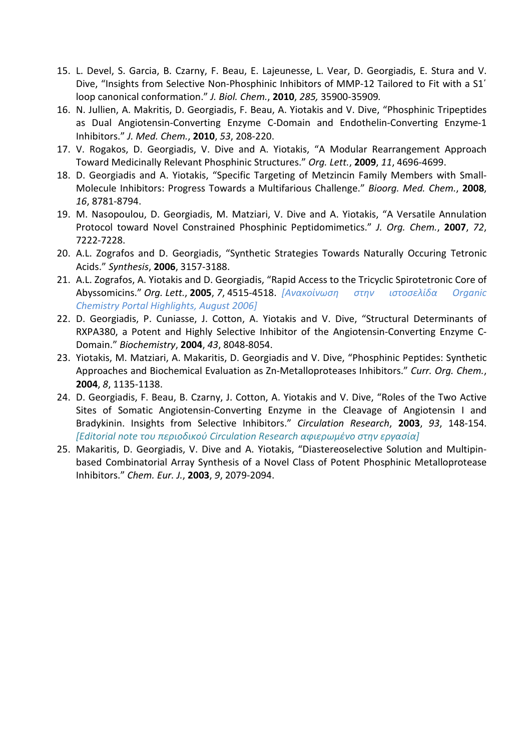15. L. Devel, S. Garcia, B. Czarny, F. Beau, E. Lajeunesse, L. Vear, D. Georgiadis, E. Stura and V. Dive, "Insights from Selective Non-Phosphinic Inhibitors of MMP-12 Tailored to Fit with a S1′ loop canonical conformation." *J. Biol. Chem.*, **2010**, *285,* 35900-35909.
16. N. Jullien, A. Makritis, D. Georgiadis, F. Beau, A. Yiotakis and V. Dive, "Phosphinic Tripeptides as Dual Angiotensin-Converting Enzyme C-Domain and Endothelin-Converting Enzyme-1 Inhibitors." *J. Med. Chem.*, **2010**, *53*, 208-220.
17. V. Rogakos, D. Georgiadis, V. Dive and A. Yiotakis, "A Modular Rearrangement Approach Toward Medicinally Relevant Phosphinic Structures." *Org. Lett.*, **2009**, *11*, 4696-4699.
18. D. Georgiadis and A. Yiotakis, "Specific Targeting of Metzincin Family Members with Small-Molecule Inhibitors: Progress Towards a Multifarious Challenge." *Bioorg. Med. Chem.*, **2008**, *16*, 8781-8794.
19. M. Nasopoulou, D. Georgiadis, M. Matziari, V. Dive and A. Yiotakis, "A Versatile Annulation Protocol toward Novel Constrained Phosphinic Peptidomimetics." *J. Org. Chem.*, **2007**, *72*, 7222-7228.
20. A.L. Zografos and D. Georgiadis, "Synthetic Strategies Towards Naturally Occuring Tetronic Acids." *Synthesis*, **2006**, 3157-3188.
21. A.L. Zografos, A. Yiotakis and D. Georgiadis, "Rapid Access to the Tricyclic Spirotetronic Core of Abyssomicins." *Org. Lett.*, **2005**, *7*, 4515-4518. *[Ανακοίνωση στην ιστοσελίδα Organic Chemistry Portal Highlights, August 2006]*
22. D. Georgiadis, P. Cuniasse, J. Cotton, A. Yiotakis and V. Dive, "Structural Determinants of RXPA380, a Potent and Highly Selective Inhibitor of the Angiotensin-Converting Enzyme C-Domain." *Biochemistry*, **2004**, *43*, 8048-8054.
23. Yiotakis, M. Matziari, A. Makaritis, D. Georgiadis and V. Dive, "Phosphinic Peptides: Synthetic Approaches and Biochemical Evaluation as Zn-Metalloproteases Inhibitors." *Curr. Org. Chem.*, **2004**, *8*, 1135-1138.
24. D. Georgiadis, F. Beau, B. Czarny, J. Cotton, A. Yiotakis and V. Dive, "Roles of the Two Active Sites of Somatic Angiotensin-Converting Enzyme in the Cleavage of Angiotensin I and Bradykinin. Insights from Selective Inhibitors." *Circulation Research*, **2003**, *93*, 148-154. *[Editorial note του περιοδικού Circulation Research αφιερωμένο στην εργασία]*
25. Makaritis, D. Georgiadis, V. Dive and A. Yiotakis, "Diastereoselective Solution and Multipin-based Combinatorial Array Synthesis of a Novel Class of Potent Phosphinic Metalloprotease Inhibitors." *Chem. Eur. J.*, **2003**, *9*, 2079-2094.